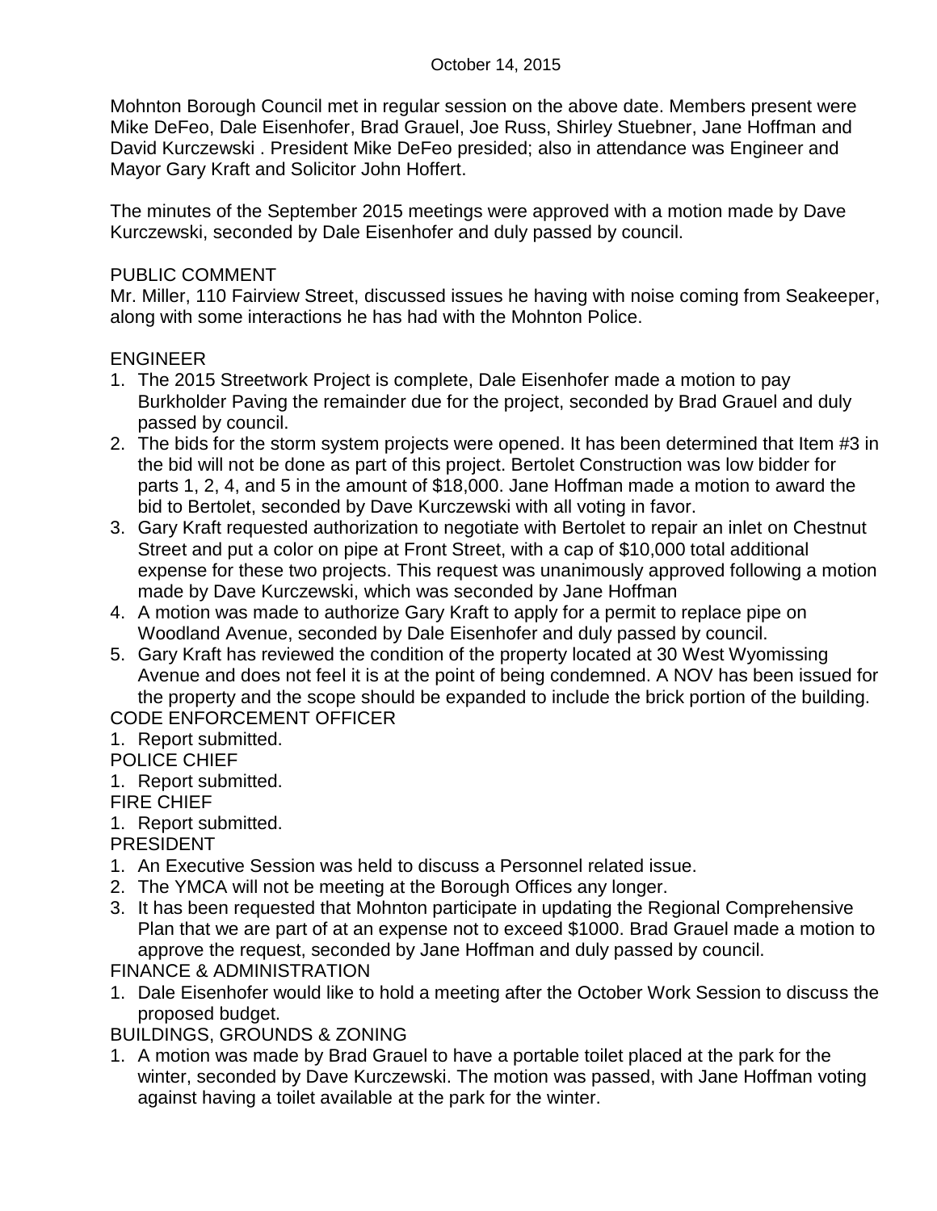October 14, 2015

Mohnton Borough Council met in regular session on the above date. Members present were Mike DeFeo, Dale Eisenhofer, Brad Grauel, Joe Russ, Shirley Stuebner, Jane Hoffman and David Kurczewski . President Mike DeFeo presided; also in attendance was Engineer and Mayor Gary Kraft and Solicitor John Hoffert.

The minutes of the September 2015 meetings were approved with a motion made by Dave Kurczewski, seconded by Dale Eisenhofer and duly passed by council.

PUBLIC COMMENT

Mr. Miller, 110 Fairview Street, discussed issues he having with noise coming from Seakeeper, along with some interactions he has had with the Mohnton Police.

ENGINEER

1. The 2015 Streetwork Project is complete, Dale Eisenhofer made a motion to pay Burkholder Paving the remainder due for the project, seconded by Brad Grauel and duly passed by council.
2. The bids for the storm system projects were opened. It has been determined that Item #3 in the bid will not be done as part of this project. Bertolet Construction was low bidder for parts 1, 2, 4, and 5 in the amount of $18,000. Jane Hoffman made a motion to award the bid to Bertolet, seconded by Dave Kurczewski with all voting in favor.
3. Gary Kraft requested authorization to negotiate with Bertolet to repair an inlet on Chestnut Street and put a color on pipe at Front Street, with a cap of $10,000 total additional expense for these two projects. This request was unanimously approved following a motion made by Dave Kurczewski, which was seconded by Jane Hoffman
4. A motion was made to authorize Gary Kraft to apply for a permit to replace pipe on Woodland Avenue, seconded by Dale Eisenhofer and duly passed by council.
5. Gary Kraft has reviewed the condition of the property located at 30 West Wyomissing Avenue and does not feel it is at the point of being condemned. A NOV has been issued for the property and the scope should be expanded to include the brick portion of the building.

CODE ENFORCEMENT OFFICER

1. Report submitted.

POLICE CHIEF

1. Report submitted.

FIRE CHIEF

1. Report submitted.

PRESIDENT

1. An Executive Session was held to discuss a Personnel related issue.
2. The YMCA will not be meeting at the Borough Offices any longer.
3. It has been requested that Mohnton participate in updating the Regional Comprehensive Plan that we are part of at an expense not to exceed $1000. Brad Grauel made a motion to approve the request, seconded by Jane Hoffman and duly passed by council.

FINANCE & ADMINISTRATION

1. Dale Eisenhofer would like to hold a meeting after the October Work Session to discuss the proposed budget.

BUILDINGS, GROUNDS & ZONING

1. A motion was made by Brad Grauel to have a portable toilet placed at the park for the winter, seconded by Dave Kurczewski. The motion was passed, with Jane Hoffman voting against having a toilet available at the park for the winter.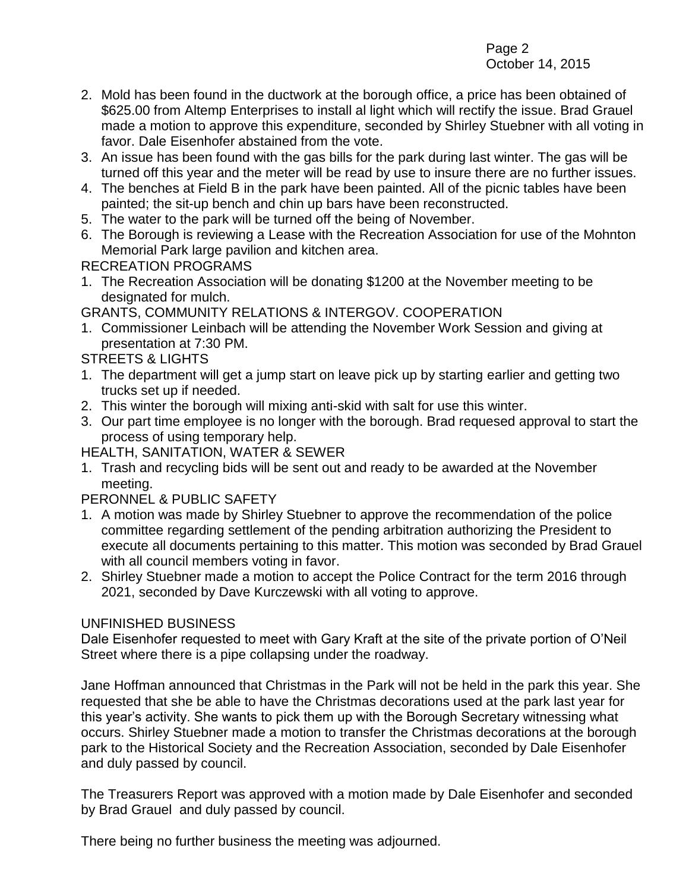2. Mold has been found in the ductwork at the borough office, a price has been obtained of $625.00 from Altemp Enterprises to install al light which will rectify the issue. Brad Grauel made a motion to approve this expenditure, seconded by Shirley Stuebner with all voting in favor. Dale Eisenhofer abstained from the vote.
3. An issue has been found with the gas bills for the park during last winter. The gas will be turned off this year and the meter will be read by use to insure there are no further issues.
4. The benches at Field B in the park have been painted. All of the picnic tables have been painted; the sit-up bench and chin up bars have been reconstructed.
5. The water to the park will be turned off the being of November.
6. The Borough is reviewing a Lease with the Recreation Association for use of the Mohnton Memorial Park large pavilion and kitchen area.

RECREATION PROGRAMS

1. The Recreation Association will be donating $1200 at the November meeting to be designated for mulch.

GRANTS, COMMUNITY RELATIONS & INTERGOV. COOPERATION

1. Commissioner Leinbach will be attending the November Work Session and giving at presentation at 7:30 PM.

STREETS & LIGHTS

1. The department will get a jump start on leave pick up by starting earlier and getting two trucks set up if needed.
2. This winter the borough will mixing anti-skid with salt for use this winter.
3. Our part time employee is no longer with the borough. Brad requesed approval to start the process of using temporary help.

HEALTH, SANITATION, WATER & SEWER

1. Trash and recycling bids will be sent out and ready to be awarded at the November meeting.

PERONNEL & PUBLIC SAFETY

1. A motion was made by Shirley Stuebner to approve the recommendation of the police committee regarding settlement of the pending arbitration authorizing the President to execute all documents pertaining to this matter. This motion was seconded by Brad Grauel with all council members voting in favor.
2. Shirley Stuebner made a motion to accept the Police Contract for the term 2016 through 2021, seconded by Dave Kurczewski with all voting to approve.

UNFINISHED BUSINESS

Dale Eisenhofer requested to meet with Gary Kraft at the site of the private portion of O'Neil Street where there is a pipe collapsing under the roadway.

Jane Hoffman announced that Christmas in the Park will not be held in the park this year. She requested that she be able to have the Christmas decorations used at the park last year for this year's activity. She wants to pick them up with the Borough Secretary witnessing what occurs. Shirley Stuebner made a motion to transfer the Christmas decorations at the borough park to the Historical Society and the Recreation Association, seconded by Dale Eisenhofer and duly passed by council.

The Treasurers Report was approved with a motion made by Dale Eisenhofer and seconded by Brad Grauel and duly passed by council.

There being no further business the meeting was adjourned.